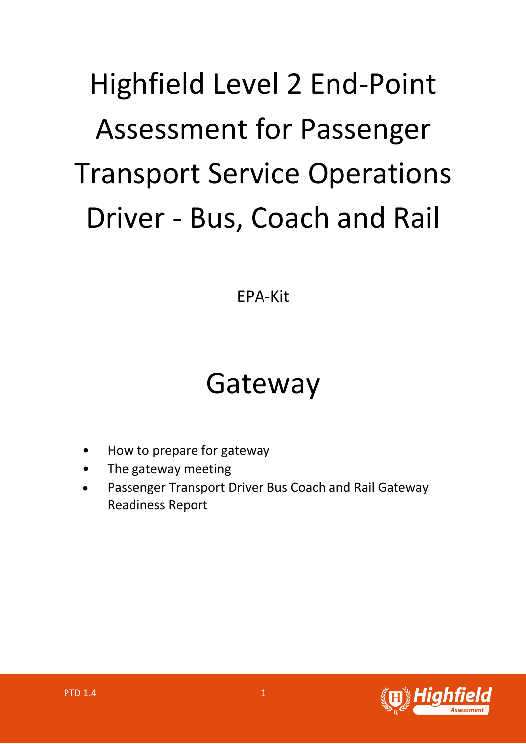# Highfield Level 2 End-Point Assessment for Passenger Transport Service Operations Driver - Bus, Coach and Rail

EPA-Kit

## Gateway

- How to prepare for gateway
- The gateway meeting
- Passenger Transport Driver Bus Coach and Rail Gateway Readiness Report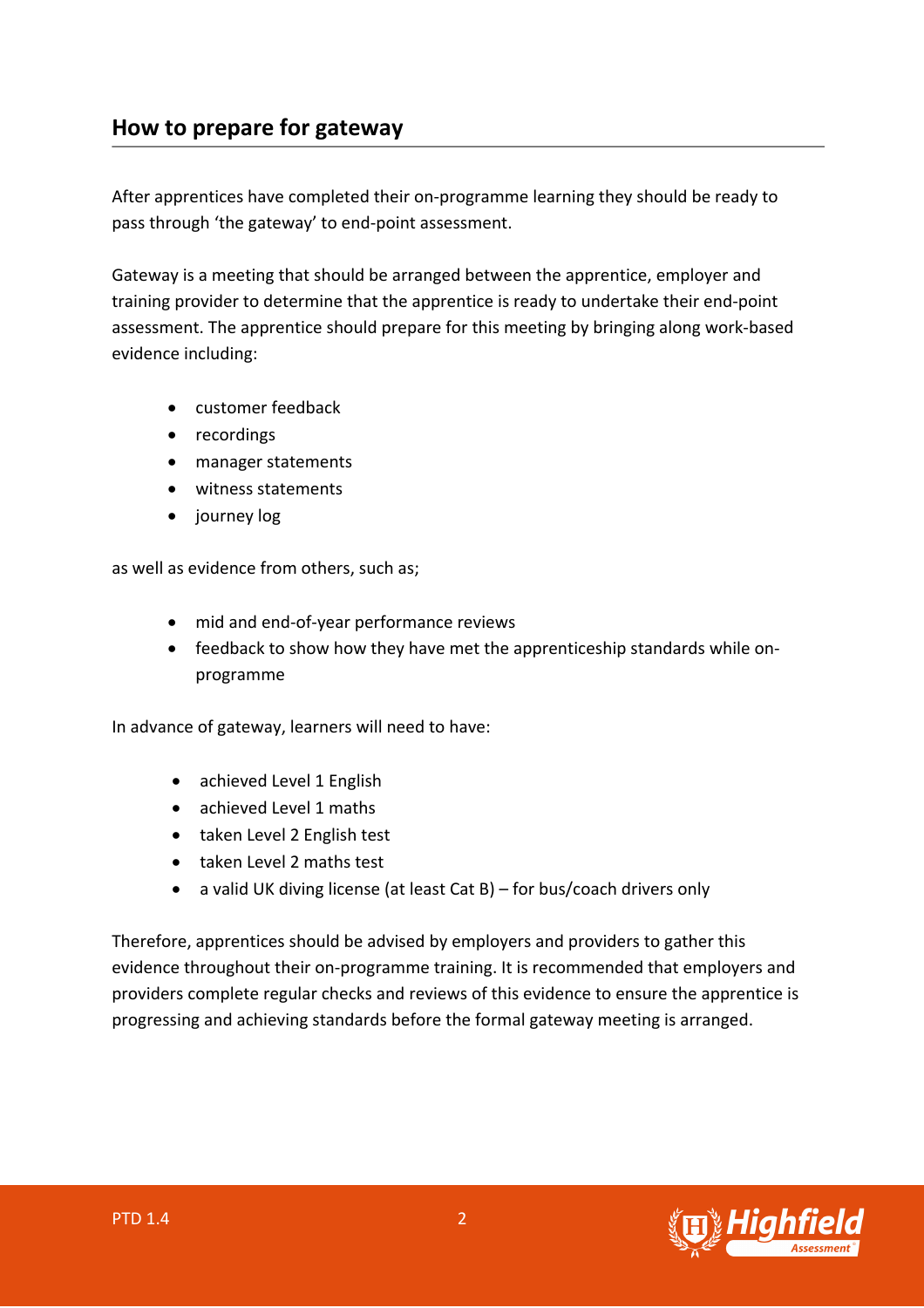## How to prepare for gateway

After apprentices have completed their on-programme learning they should be ready to pass through 'the gateway' to end-point assessment.

Gateway is a meeting that should be arranged between the apprentice, employer and training provider to determine that the apprentice is ready to undertake their end-point assessment. The apprentice should prepare for this meeting by bringing along work-based evidence including:

- customer feedback
- recordings
- manager statements
- witness statements
- journey log

as well as evidence from others, such as;

- mid and end-of-year performance reviews
- feedback to show how they have met the apprenticeship standards while on-programme

In advance of gateway, learners will need to have:

- achieved Level 1 English
- achieved Level 1 maths
- taken Level 2 English test
- taken Level 2 maths test
- a valid UK diving license (at least Cat B) – for bus/coach drivers only

Therefore, apprentices should be advised by employers and providers to gather this evidence throughout their on-programme training. It is recommended that employers and providers complete regular checks and reviews of this evidence to ensure the apprentice is progressing and achieving standards before the formal gateway meeting is arranged.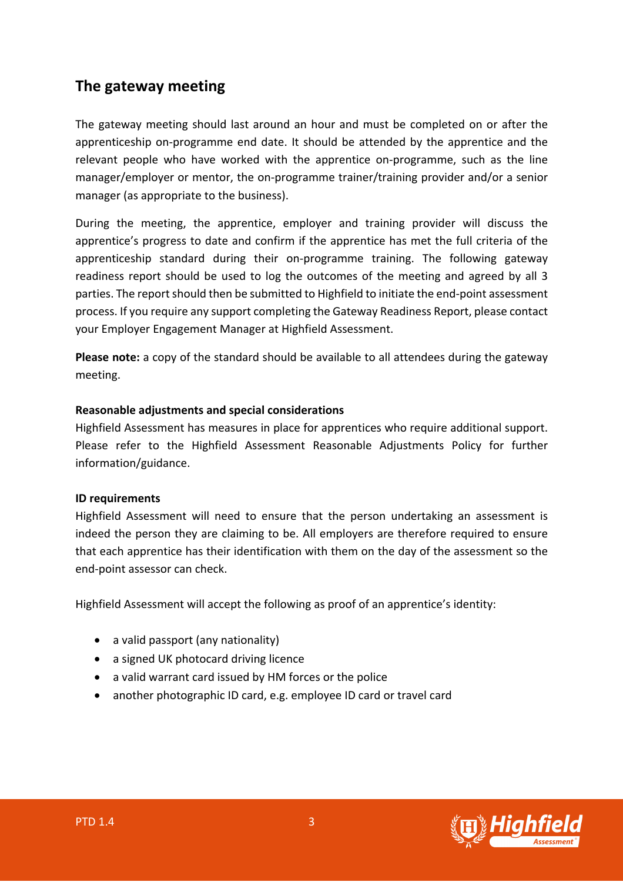## The gateway meeting

The gateway meeting should last around an hour and must be completed on or after the apprenticeship on-programme end date. It should be attended by the apprentice and the relevant people who have worked with the apprentice on-programme, such as the line manager/employer or mentor, the on-programme trainer/training provider and/or a senior manager (as appropriate to the business).

During the meeting, the apprentice, employer and training provider will discuss the apprentice's progress to date and confirm if the apprentice has met the full criteria of the apprenticeship standard during their on-programme training. The following gateway readiness report should be used to log the outcomes of the meeting and agreed by all 3 parties. The report should then be submitted to Highfield to initiate the end-point assessment process. If you require any support completing the Gateway Readiness Report, please contact your Employer Engagement Manager at Highfield Assessment.

**Please note:** a copy of the standard should be available to all attendees during the gateway meeting.

**Reasonable adjustments and special considerations**

Highfield Assessment has measures in place for apprentices who require additional support. Please refer to the Highfield Assessment Reasonable Adjustments Policy for further information/guidance.

**ID requirements**

Highfield Assessment will need to ensure that the person undertaking an assessment is indeed the person they are claiming to be. All employers are therefore required to ensure that each apprentice has their identification with them on the day of the assessment so the end-point assessor can check.

Highfield Assessment will accept the following as proof of an apprentice's identity:

- a valid passport (any nationality)
- a signed UK photocard driving licence
- a valid warrant card issued by HM forces or the police
- another photographic ID card, e.g. employee ID card or travel card